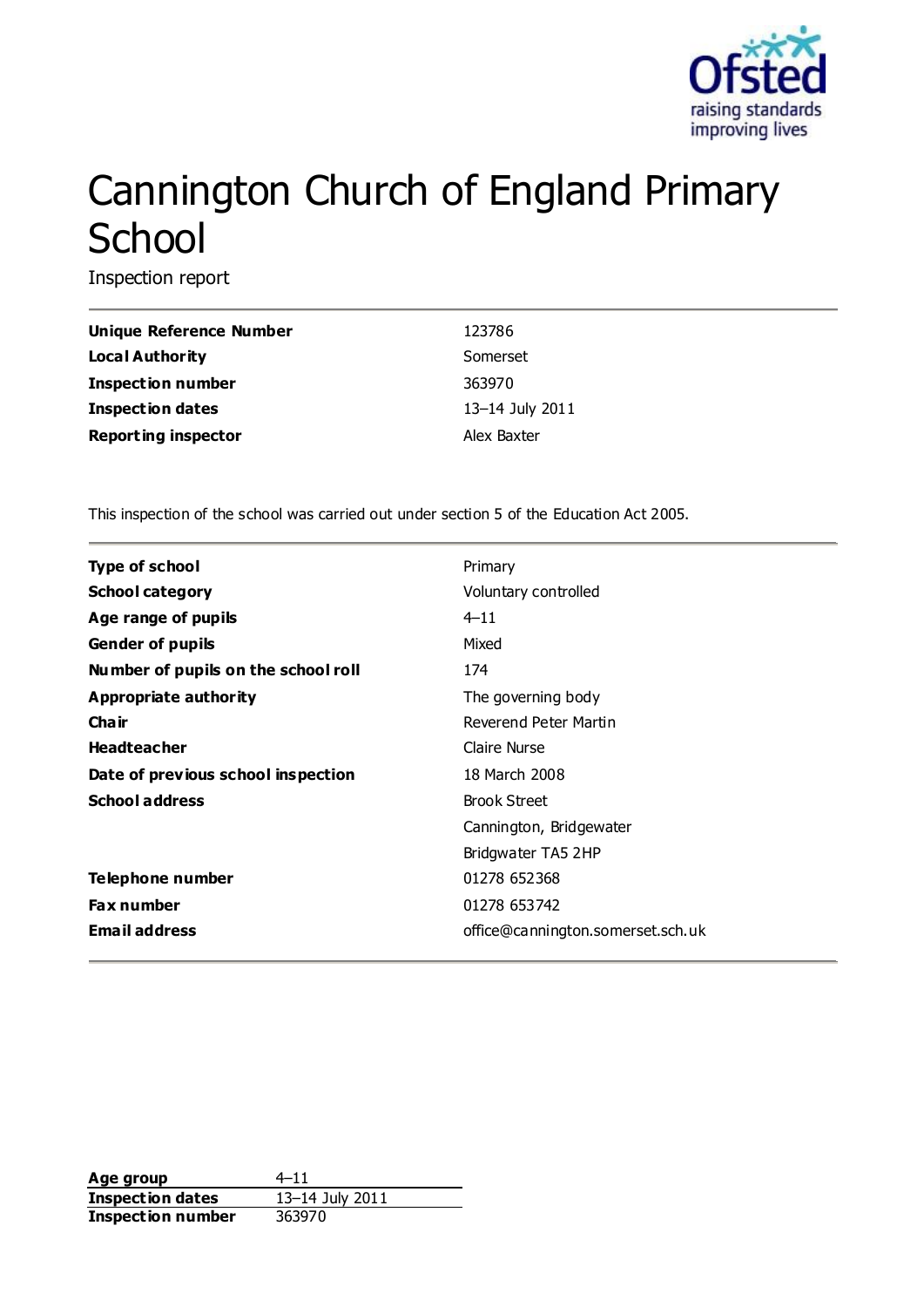# Cannington Church of England Primary School

Inspection report

| | |
|---|---|
| **Unique Reference Number** | 123786 |
| **Local Authority** | Somerset |
| **Inspection number** | 363970 |
| **Inspection dates** | 13–14 July 2011 |
| **Reporting inspector** | Alex Baxter |

This inspection of the school was carried out under section 5 of the Education Act 2005.

| | |
|---|---|
| **Type of school** | Primary |
| **School category** | Voluntary controlled |
| **Age range of pupils** | 4–11 |
| **Gender of pupils** | Mixed |
| **Number of pupils on the school roll** | 174 |
| **Appropriate authority** | The governing body |
| **Chair** | Reverend Peter Martin |
| **Headteacher** | Claire Nurse |
| **Date of previous school inspection** | 18 March 2008 |
| **School address** | Brook Street<br>Cannington, Bridgewater<br>Bridgwater TA5 2HP |
| **Telephone number** | 01278 652368 |
| **Fax number** | 01278 653742 |
| **Email address** | office@cannington.somerset.sch.uk |

| | |
|---|---|
| **Age group** | 4–11 |
| **Inspection dates** | 13–14 July 2011 |
| **Inspection number** | 363970 |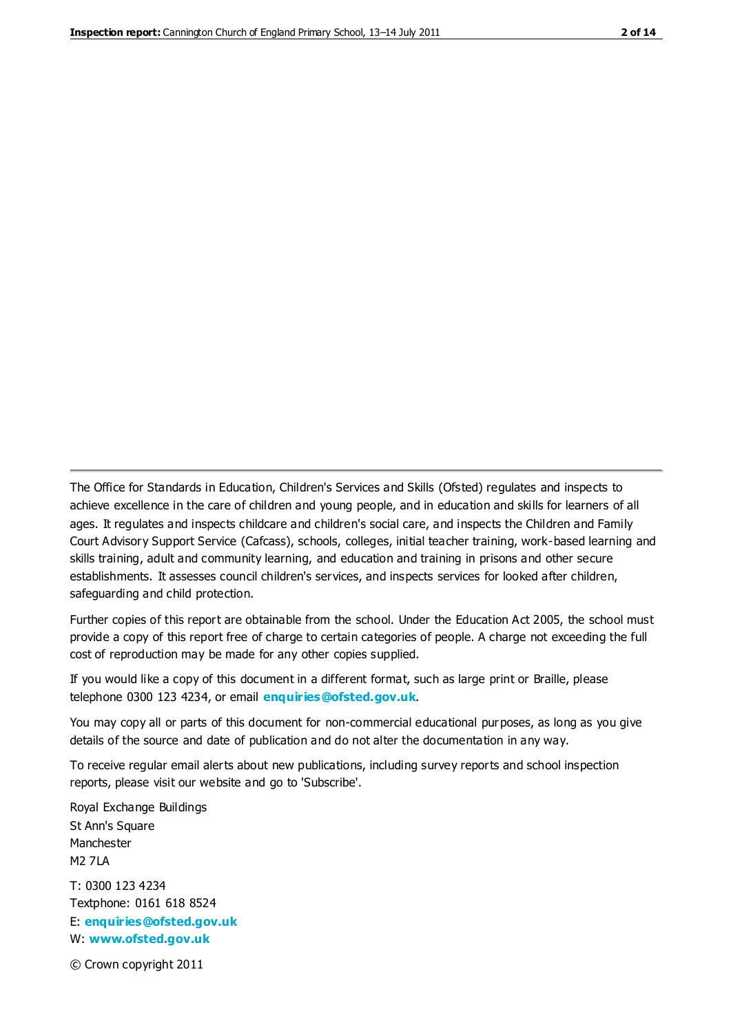The Office for Standards in Education, Children's Services and Skills (Ofsted) regulates and inspects to achieve excellence in the care of children and young people, and in education and skills for learners of all ages. It regulates and inspects childcare and children's social care, and inspects the Children and Family Court Advisory Support Service (Cafcass), schools, colleges, initial teacher training, work-based learning and skills training, adult and community learning, and education and training in prisons and other secure establishments. It assesses council children's services, and inspects services for looked after children, safeguarding and child protection.

Further copies of this report are obtainable from the school. Under the Education Act 2005, the school must provide a copy of this report free of charge to certain categories of people. A charge not exceeding the full cost of reproduction may be made for any other copies supplied.

If you would like a copy of this document in a different format, such as large print or Braille, please telephone 0300 123 4234, or email **enquiries@ofsted.gov.uk**.

You may copy all or parts of this document for non-commercial educational purposes, as long as you give details of the source and date of publication and do not alter the documentation in any way.

To receive regular email alerts about new publications, including survey reports and school inspection reports, please visit our website and go to 'Subscribe'.

Royal Exchange Buildings
St Ann's Square
Manchester
M2 7LA

T: 0300 123 4234
Textphone: 0161 618 8524
E: **enquiries@ofsted.gov.uk**
W: **www.ofsted.gov.uk**

© Crown copyright 2011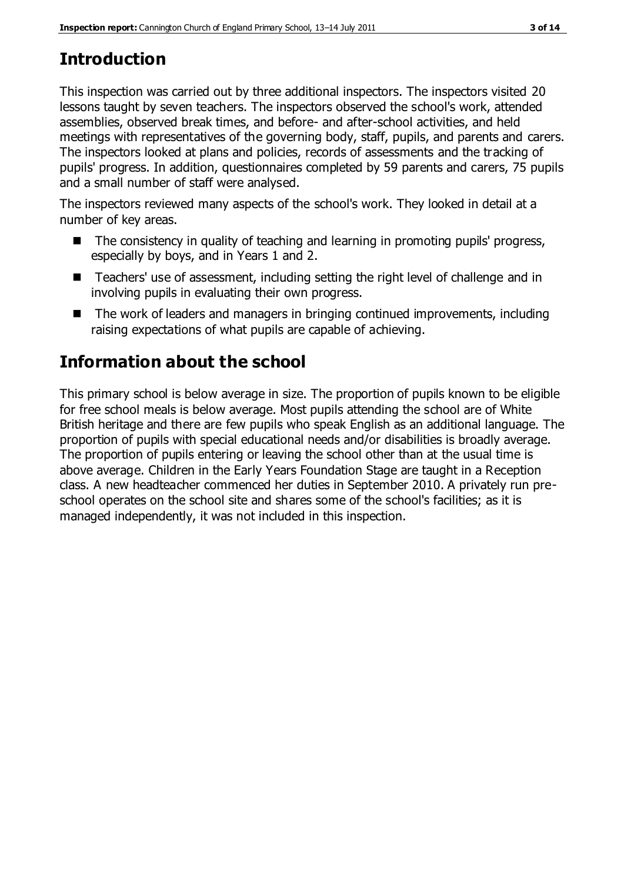## Introduction

This inspection was carried out by three additional inspectors. The inspectors visited 20 lessons taught by seven teachers. The inspectors observed the school's work, attended assemblies, observed break times, and before- and after-school activities, and held meetings with representatives of the governing body, staff, pupils, and parents and carers. The inspectors looked at plans and policies, records of assessments and the tracking of pupils' progress. In addition, questionnaires completed by 59 parents and carers, 75 pupils and a small number of staff were analysed.

The inspectors reviewed many aspects of the school's work. They looked in detail at a number of key areas.

- The consistency in quality of teaching and learning in promoting pupils' progress, especially by boys, and in Years 1 and 2.
- Teachers' use of assessment, including setting the right level of challenge and in involving pupils in evaluating their own progress.
- The work of leaders and managers in bringing continued improvements, including raising expectations of what pupils are capable of achieving.

## Information about the school

This primary school is below average in size. The proportion of pupils known to be eligible for free school meals is below average. Most pupils attending the school are of White British heritage and there are few pupils who speak English as an additional language. The proportion of pupils with special educational needs and/or disabilities is broadly average. The proportion of pupils entering or leaving the school other than at the usual time is above average. Children in the Early Years Foundation Stage are taught in a Reception class. A new headteacher commenced her duties in September 2010. A privately run pre-school operates on the school site and shares some of the school's facilities; as it is managed independently, it was not included in this inspection.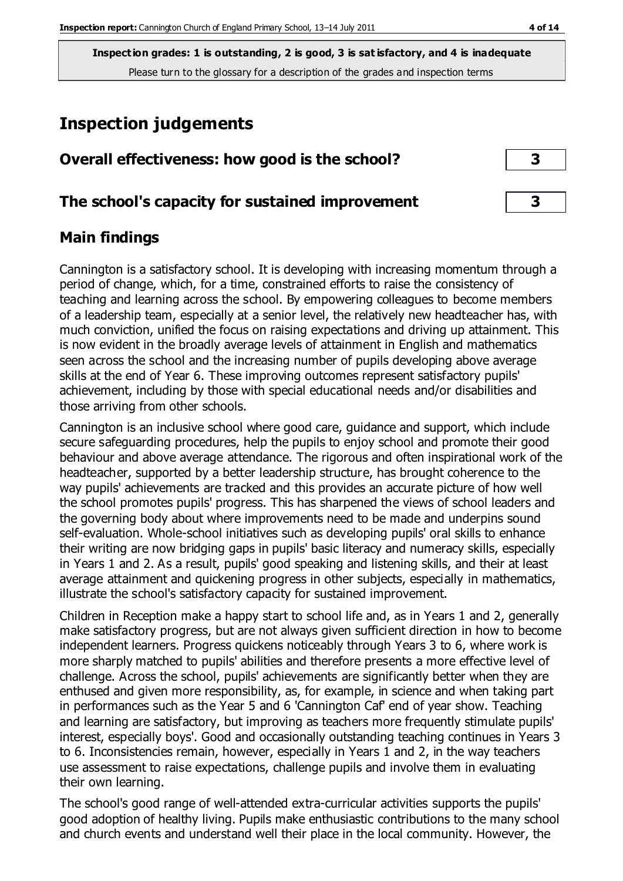**Inspection grades: 1 is outstanding, 2 is good, 3 is satisfactory, and 4 is inadequate**
Please turn to the glossary for a description of the grades and inspection terms

# Inspection judgements

## Overall effectiveness: how good is the school? | 3

## The school's capacity for sustained improvement | 3

## Main findings

Cannington is a satisfactory school. It is developing with increasing momentum through a period of change, which, for a time, constrained efforts to raise the consistency of teaching and learning across the school. By empowering colleagues to become members of a leadership team, especially at a senior level, the relatively new headteacher has, with much conviction, unified the focus on raising expectations and driving up attainment. This is now evident in the broadly average levels of attainment in English and mathematics seen across the school and the increasing number of pupils developing above average skills at the end of Year 6. These improving outcomes represent satisfactory pupils' achievement, including by those with special educational needs and/or disabilities and those arriving from other schools.

Cannington is an inclusive school where good care, guidance and support, which include secure safeguarding procedures, help the pupils to enjoy school and promote their good behaviour and above average attendance. The rigorous and often inspirational work of the headteacher, supported by a better leadership structure, has brought coherence to the way pupils' achievements are tracked and this provides an accurate picture of how well the school promotes pupils' progress. This has sharpened the views of school leaders and the governing body about where improvements need to be made and underpins sound self-evaluation. Whole-school initiatives such as developing pupils' oral skills to enhance their writing are now bridging gaps in pupils' basic literacy and numeracy skills, especially in Years 1 and 2. As a result, pupils' good speaking and listening skills, and their at least average attainment and quickening progress in other subjects, especially in mathematics, illustrate the school's satisfactory capacity for sustained improvement.

Children in Reception make a happy start to school life and, as in Years 1 and 2, generally make satisfactory progress, but are not always given sufficient direction in how to become independent learners. Progress quickens noticeably through Years 3 to 6, where work is more sharply matched to pupils' abilities and therefore presents a more effective level of challenge. Across the school, pupils' achievements are significantly better when they are enthused and given more responsibility, as, for example, in science and when taking part in performances such as the Year 5 and 6 'Cannington Caf' end of year show. Teaching and learning are satisfactory, but improving as teachers more frequently stimulate pupils' interest, especially boys'. Good and occasionally outstanding teaching continues in Years 3 to 6. Inconsistencies remain, however, especially in Years 1 and 2, in the way teachers use assessment to raise expectations, challenge pupils and involve them in evaluating their own learning.

The school's good range of well-attended extra-curricular activities supports the pupils' good adoption of healthy living. Pupils make enthusiastic contributions to the many school and church events and understand well their place in the local community. However, the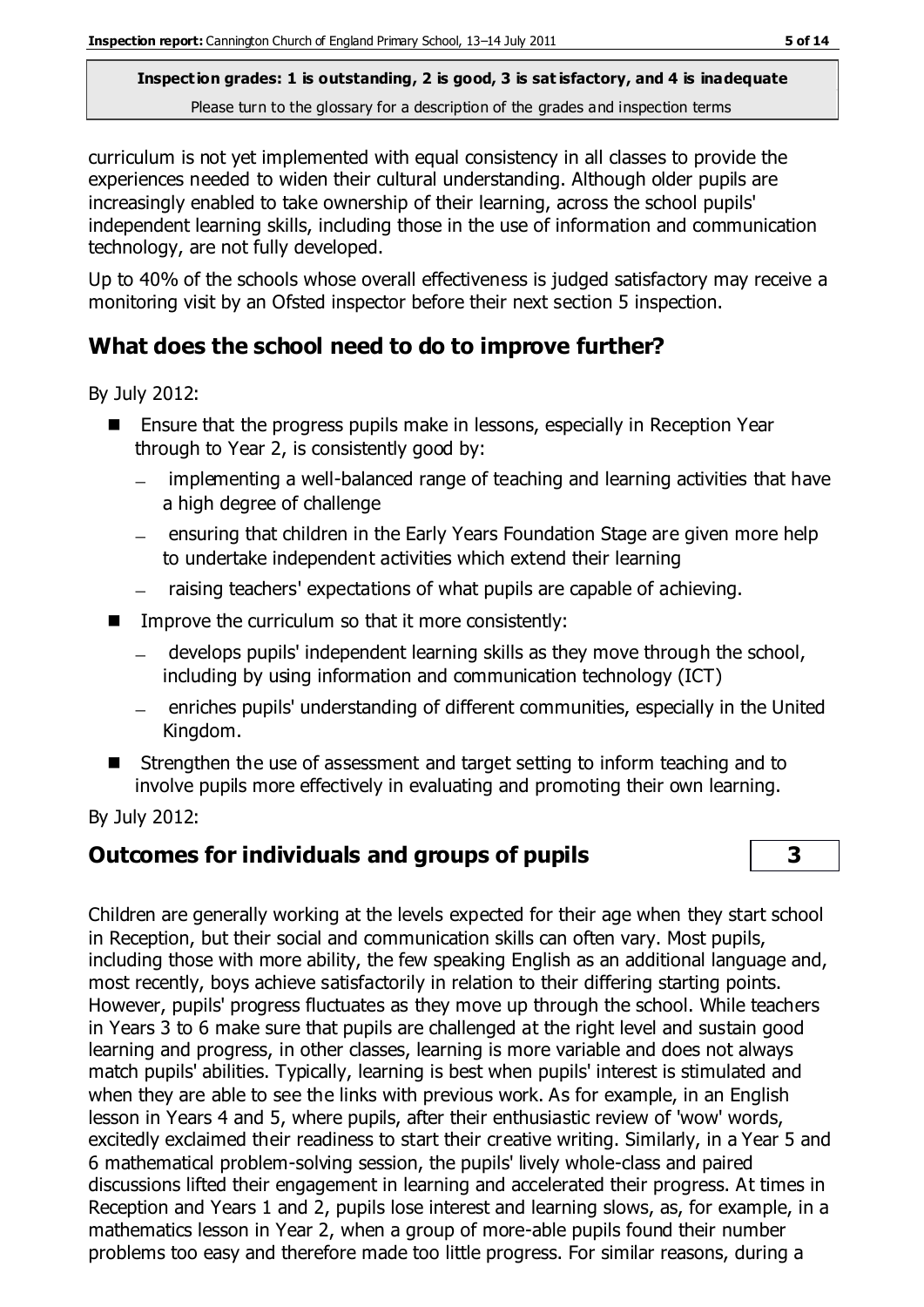curriculum is not yet implemented with equal consistency in all classes to provide the experiences needed to widen their cultural understanding. Although older pupils are increasingly enabled to take ownership of their learning, across the school pupils' independent learning skills, including those in the use of information and communication technology, are not fully developed.

Up to 40% of the schools whose overall effectiveness is judged satisfactory may receive a monitoring visit by an Ofsted inspector before their next section 5 inspection.

## What does the school need to do to improve further?

By July 2012:

- Ensure that the progress pupils make in lessons, especially in Reception Year through to Year 2, is consistently good by:
  - implementing a well-balanced range of teaching and learning activities that have a high degree of challenge
  - ensuring that children in the Early Years Foundation Stage are given more help to undertake independent activities which extend their learning
  - raising teachers' expectations of what pupils are capable of achieving.
- Improve the curriculum so that it more consistently:
  - develops pupils' independent learning skills as they move through the school, including by using information and communication technology (ICT)
  - enriches pupils' understanding of different communities, especially in the United Kingdom.
- Strengthen the use of assessment and target setting to inform teaching and to involve pupils more effectively in evaluating and promoting their own learning.

By July 2012:

## Outcomes for individuals and groups of pupils — 3

Children are generally working at the levels expected for their age when they start school in Reception, but their social and communication skills can often vary. Most pupils, including those with more ability, the few speaking English as an additional language and, most recently, boys achieve satisfactorily in relation to their differing starting points. However, pupils' progress fluctuates as they move up through the school. While teachers in Years 3 to 6 make sure that pupils are challenged at the right level and sustain good learning and progress, in other classes, learning is more variable and does not always match pupils' abilities. Typically, learning is best when pupils' interest is stimulated and when they are able to see the links with previous work. As for example, in an English lesson in Years 4 and 5, where pupils, after their enthusiastic review of 'wow' words, excitedly exclaimed their readiness to start their creative writing. Similarly, in a Year 5 and 6 mathematical problem-solving session, the pupils' lively whole-class and paired discussions lifted their engagement in learning and accelerated their progress. At times in Reception and Years 1 and 2, pupils lose interest and learning slows, as, for example, in a mathematics lesson in Year 2, when a group of more-able pupils found their number problems too easy and therefore made too little progress. For similar reasons, during a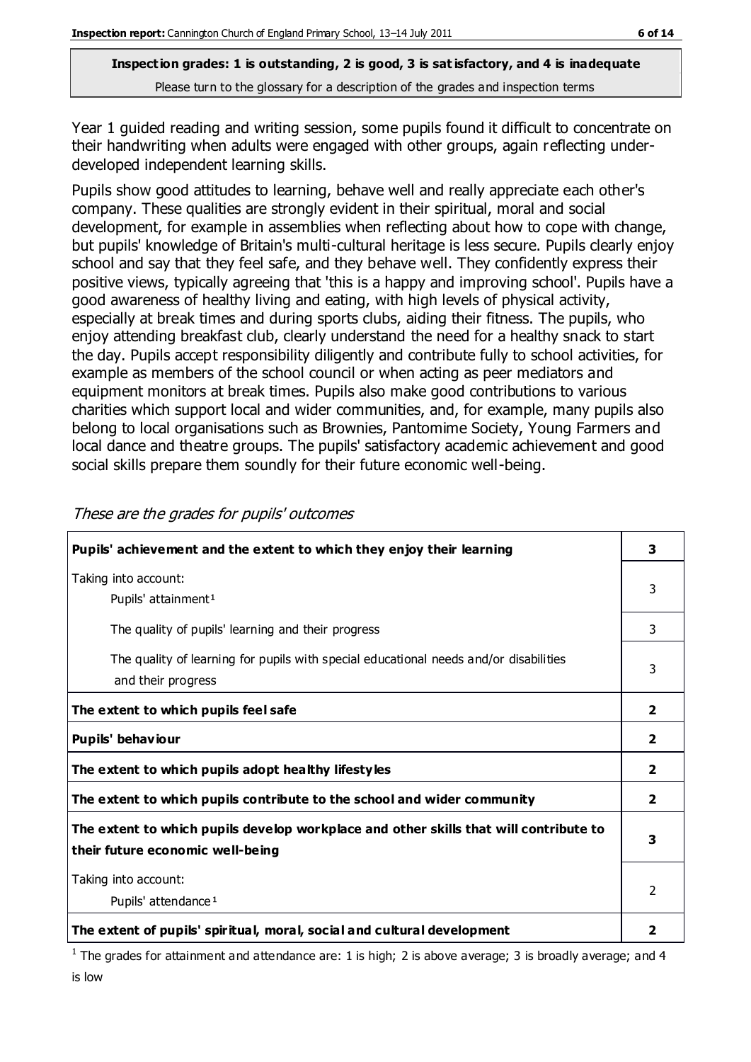**Inspection grades: 1 is outstanding, 2 is good, 3 is satisfactory, and 4 is inadequate**
Please turn to the glossary for a description of the grades and inspection terms

Year 1 guided reading and writing session, some pupils found it difficult to concentrate on their handwriting when adults were engaged with other groups, again reflecting under-developed independent learning skills.

Pupils show good attitudes to learning, behave well and really appreciate each other's company. These qualities are strongly evident in their spiritual, moral and social development, for example in assemblies when reflecting about how to cope with change, but pupils' knowledge of Britain's multi-cultural heritage is less secure. Pupils clearly enjoy school and say that they feel safe, and they behave well. They confidently express their positive views, typically agreeing that 'this is a happy and improving school'. Pupils have a good awareness of healthy living and eating, with high levels of physical activity, especially at break times and during sports clubs, aiding their fitness. The pupils, who enjoy attending breakfast club, clearly understand the need for a healthy snack to start the day. Pupils accept responsibility diligently and contribute fully to school activities, for example as members of the school council or when acting as peer mediators and equipment monitors at break times. Pupils also make good contributions to various charities which support local and wider communities, and, for example, many pupils also belong to local organisations such as Brownies, Pantomime Society, Young Farmers and local dance and theatre groups. The pupils' satisfactory academic achievement and good social skills prepare them soundly for their future economic well-being.

*These are the grades for pupils' outcomes*

| | |
|---|---|
| **Pupils' achievement and the extent to which they enjoy their learning** | **3** |
| Taking into account: Pupils' attainment[1] | 3 |
| The quality of pupils' learning and their progress | 3 |
| The quality of learning for pupils with special educational needs and/or disabilities and their progress | 3 |
| **The extent to which pupils feel safe** | **2** |
| **Pupils' behaviour** | **2** |
| **The extent to which pupils adopt healthy lifestyles** | **2** |
| **The extent to which pupils contribute to the school and wider community** | **2** |
| **The extent to which pupils develop workplace and other skills that will contribute to their future economic well-being** | **3** |
| Taking into account: Pupils' attendance[1] | 2 |
| **The extent of pupils' spiritual, moral, social and cultural development** | **2** |

[1] The grades for attainment and attendance are: 1 is high; 2 is above average; 3 is broadly average; and 4 is low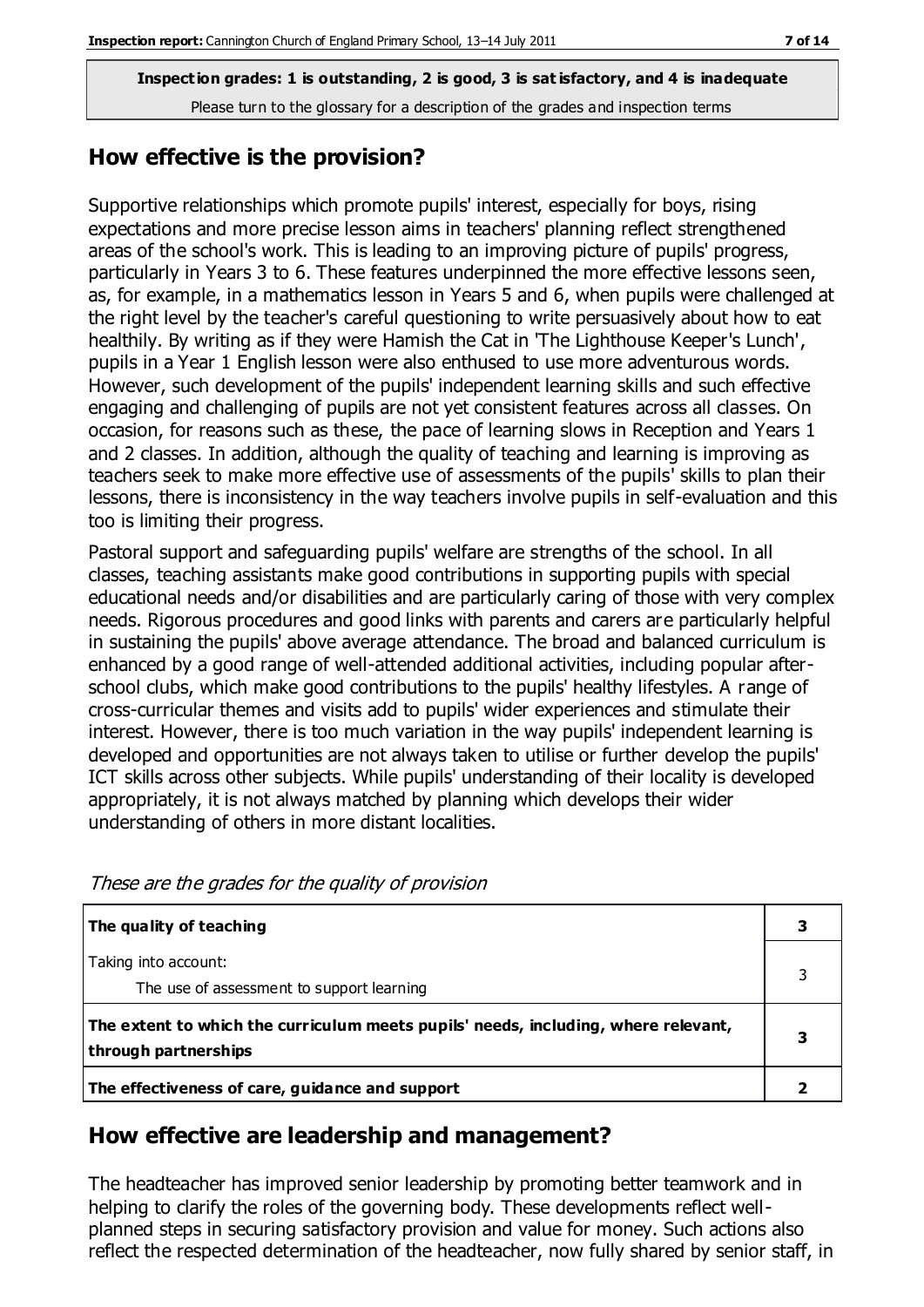**Inspection grades: 1 is outstanding, 2 is good, 3 is satisfactory, and 4 is inadequate**
Please turn to the glossary for a description of the grades and inspection terms

## How effective is the provision?

Supportive relationships which promote pupils' interest, especially for boys, rising expectations and more precise lesson aims in teachers' planning reflect strengthened areas of the school's work. This is leading to an improving picture of pupils' progress, particularly in Years 3 to 6. These features underpinned the more effective lessons seen, as, for example, in a mathematics lesson in Years 5 and 6, when pupils were challenged at the right level by the teacher's careful questioning to write persuasively about how to eat healthily. By writing as if they were Hamish the Cat in 'The Lighthouse Keeper's Lunch', pupils in a Year 1 English lesson were also enthused to use more adventurous words. However, such development of the pupils' independent learning skills and such effective engaging and challenging of pupils are not yet consistent features across all classes. On occasion, for reasons such as these, the pace of learning slows in Reception and Years 1 and 2 classes. In addition, although the quality of teaching and learning is improving as teachers seek to make more effective use of assessments of the pupils' skills to plan their lessons, there is inconsistency in the way teachers involve pupils in self-evaluation and this too is limiting their progress.

Pastoral support and safeguarding pupils' welfare are strengths of the school. In all classes, teaching assistants make good contributions in supporting pupils with special educational needs and/or disabilities and are particularly caring of those with very complex needs. Rigorous procedures and good links with parents and carers are particularly helpful in sustaining the pupils' above average attendance. The broad and balanced curriculum is enhanced by a good range of well-attended additional activities, including popular after-school clubs, which make good contributions to the pupils' healthy lifestyles. A range of cross-curricular themes and visits add to pupils' wider experiences and stimulate their interest. However, there is too much variation in the way pupils' independent learning is developed and opportunities are not always taken to utilise or further develop the pupils' ICT skills across other subjects. While pupils' understanding of their locality is developed appropriately, it is not always matched by planning which develops their wider understanding of others in more distant localities.

*These are the grades for the quality of provision*

| | |
|---|---|
| **The quality of teaching** | **3** |
| Taking into account:<br>The use of assessment to support learning | 3 |
| **The extent to which the curriculum meets pupils' needs, including, where relevant, through partnerships** | **3** |
| **The effectiveness of care, guidance and support** | **2** |

## How effective are leadership and management?

The headteacher has improved senior leadership by promoting better teamwork and in helping to clarify the roles of the governing body. These developments reflect well-planned steps in securing satisfactory provision and value for money. Such actions also reflect the respected determination of the headteacher, now fully shared by senior staff, in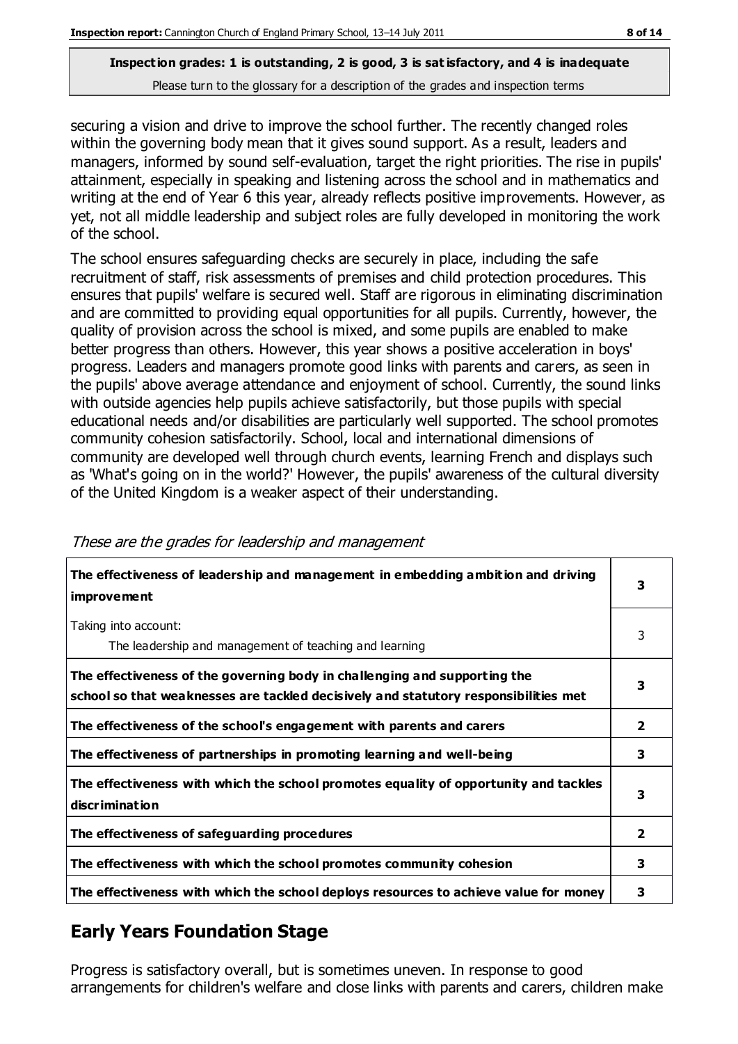**Inspection grades: 1 is outstanding, 2 is good, 3 is satisfactory, and 4 is inadequate**
Please turn to the glossary for a description of the grades and inspection terms

securing a vision and drive to improve the school further. The recently changed roles within the governing body mean that it gives sound support. As a result, leaders and managers, informed by sound self-evaluation, target the right priorities. The rise in pupils' attainment, especially in speaking and listening across the school and in mathematics and writing at the end of Year 6 this year, already reflects positive improvements. However, as yet, not all middle leadership and subject roles are fully developed in monitoring the work of the school.

The school ensures safeguarding checks are securely in place, including the safe recruitment of staff, risk assessments of premises and child protection procedures. This ensures that pupils' welfare is secured well. Staff are rigorous in eliminating discrimination and are committed to providing equal opportunities for all pupils. Currently, however, the quality of provision across the school is mixed, and some pupils are enabled to make better progress than others. However, this year shows a positive acceleration in boys' progress. Leaders and managers promote good links with parents and carers, as seen in the pupils' above average attendance and enjoyment of school. Currently, the sound links with outside agencies help pupils achieve satisfactorily, but those pupils with special educational needs and/or disabilities are particularly well supported. The school promotes community cohesion satisfactorily. School, local and international dimensions of community are developed well through church events, learning French and displays such as 'What's going on in the world?' However, the pupils' awareness of the cultural diversity of the United Kingdom is a weaker aspect of their understanding.

*These are the grades for leadership and management*

| | |
|---|---|
| **The effectiveness of leadership and management in embedding ambition and driving improvement** | **3** |
| Taking into account:<br>The leadership and management of teaching and learning | 3 |
| **The effectiveness of the governing body in challenging and supporting the school so that weaknesses are tackled decisively and statutory responsibilities met** | **3** |
| **The effectiveness of the school's engagement with parents and carers** | **2** |
| **The effectiveness of partnerships in promoting learning and well-being** | **3** |
| **The effectiveness with which the school promotes equality of opportunity and tackles discrimination** | **3** |
| **The effectiveness of safeguarding procedures** | **2** |
| **The effectiveness with which the school promotes community cohesion** | **3** |
| **The effectiveness with which the school deploys resources to achieve value for money** | **3** |

## Early Years Foundation Stage

Progress is satisfactory overall, but is sometimes uneven. In response to good arrangements for children's welfare and close links with parents and carers, children make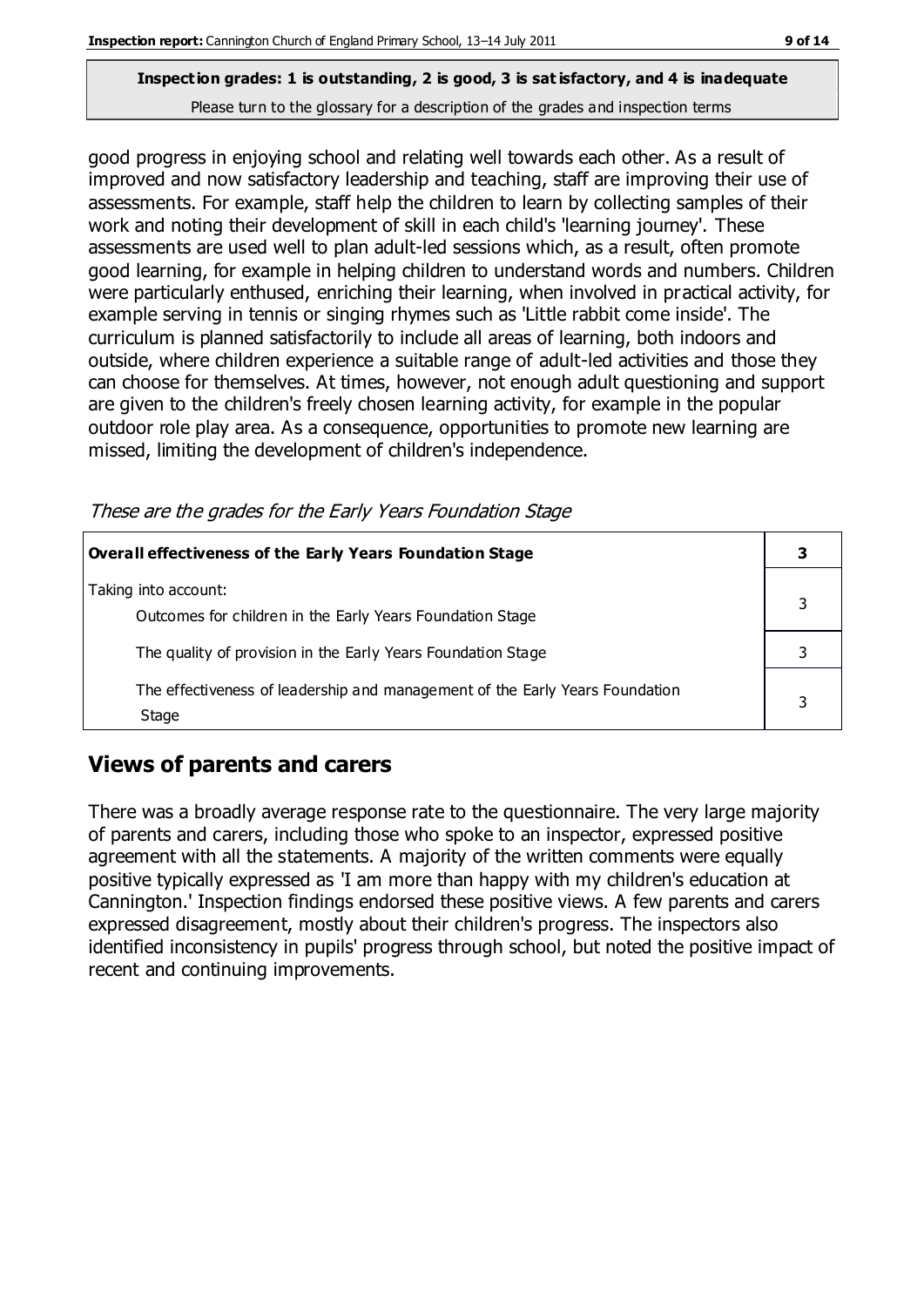**Inspection grades: 1 is outstanding, 2 is good, 3 is satisfactory, and 4 is inadequate**
Please turn to the glossary for a description of the grades and inspection terms

good progress in enjoying school and relating well towards each other. As a result of improved and now satisfactory leadership and teaching, staff are improving their use of assessments. For example, staff help the children to learn by collecting samples of their work and noting their development of skill in each child's 'learning journey'. These assessments are used well to plan adult-led sessions which, as a result, often promote good learning, for example in helping children to understand words and numbers. Children were particularly enthused, enriching their learning, when involved in practical activity, for example serving in tennis or singing rhymes such as 'Little rabbit come inside'. The curriculum is planned satisfactorily to include all areas of learning, both indoors and outside, where children experience a suitable range of adult-led activities and those they can choose for themselves. At times, however, not enough adult questioning and support are given to the children's freely chosen learning activity, for example in the popular outdoor role play area. As a consequence, opportunities to promote new learning are missed, limiting the development of children's independence.

*These are the grades for the Early Years Foundation Stage*

| **Overall effectiveness of the Early Years Foundation Stage** | **3** |
|---|---|
| Taking into account: Outcomes for children in the Early Years Foundation Stage | 3 |
| The quality of provision in the Early Years Foundation Stage | 3 |
| The effectiveness of leadership and management of the Early Years Foundation Stage | 3 |

## Views of parents and carers

There was a broadly average response rate to the questionnaire. The very large majority of parents and carers, including those who spoke to an inspector, expressed positive agreement with all the statements. A majority of the written comments were equally positive typically expressed as 'I am more than happy with my children's education at Cannington.' Inspection findings endorsed these positive views. A few parents and carers expressed disagreement, mostly about their children's progress. The inspectors also identified inconsistency in pupils' progress through school, but noted the positive impact of recent and continuing improvements.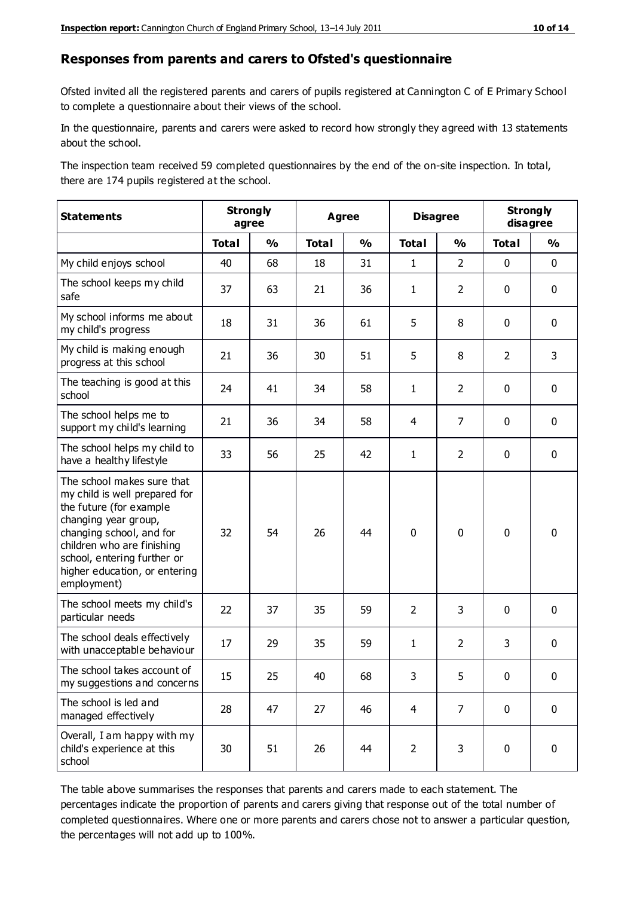## Responses from parents and carers to Ofsted's questionnaire

Ofsted invited all the registered parents and carers of pupils registered at Cannington C of E Primary School to complete a questionnaire about their views of the school.

In the questionnaire, parents and carers were asked to record how strongly they agreed with 13 statements about the school.

The inspection team received 59 completed questionnaires by the end of the on-site inspection. In total, there are 174 pupils registered at the school.

| Statements | Strongly agree | | Agree | | Disagree | | Strongly disagree | |
|---|---|---|---|---|---|---|---|---|
| | **Total** | **%** | **Total** | **%** | **Total** | **%** | **Total** | **%** |
| My child enjoys school | 40 | 68 | 18 | 31 | 1 | 2 | 0 | 0 |
| The school keeps my child safe | 37 | 63 | 21 | 36 | 1 | 2 | 0 | 0 |
| My school informs me about my child's progress | 18 | 31 | 36 | 61 | 5 | 8 | 0 | 0 |
| My child is making enough progress at this school | 21 | 36 | 30 | 51 | 5 | 8 | 2 | 3 |
| The teaching is good at this school | 24 | 41 | 34 | 58 | 1 | 2 | 0 | 0 |
| The school helps me to support my child's learning | 21 | 36 | 34 | 58 | 4 | 7 | 0 | 0 |
| The school helps my child to have a healthy lifestyle | 33 | 56 | 25 | 42 | 1 | 2 | 0 | 0 |
| The school makes sure that my child is well prepared for the future (for example changing year group, changing school, and for children who are finishing school, entering further or higher education, or entering employment) | 32 | 54 | 26 | 44 | 0 | 0 | 0 | 0 |
| The school meets my child's particular needs | 22 | 37 | 35 | 59 | 2 | 3 | 0 | 0 |
| The school deals effectively with unacceptable behaviour | 17 | 29 | 35 | 59 | 1 | 2 | 3 | 0 |
| The school takes account of my suggestions and concerns | 15 | 25 | 40 | 68 | 3 | 5 | 0 | 0 |
| The school is led and managed effectively | 28 | 47 | 27 | 46 | 4 | 7 | 0 | 0 |
| Overall, I am happy with my child's experience at this school | 30 | 51 | 26 | 44 | 2 | 3 | 0 | 0 |

The table above summarises the responses that parents and carers made to each statement. The percentages indicate the proportion of parents and carers giving that response out of the total number of completed questionnaires. Where one or more parents and carers chose not to answer a particular question, the percentages will not add up to 100%.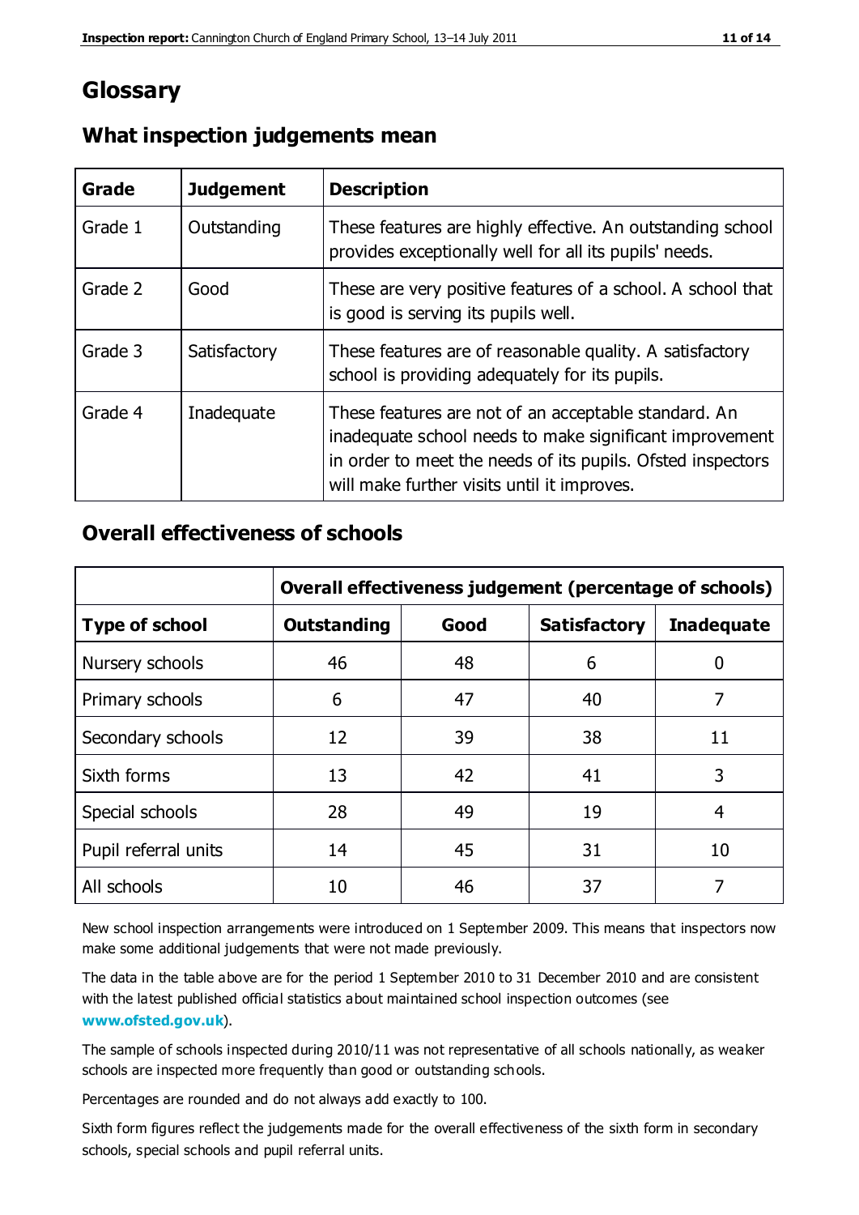# Glossary

## What inspection judgements mean

| Grade | Judgement | Description |
| --- | --- | --- |
| Grade 1 | Outstanding | These features are highly effective. An outstanding school provides exceptionally well for all its pupils' needs. |
| Grade 2 | Good | These are very positive features of a school. A school that is good is serving its pupils well. |
| Grade 3 | Satisfactory | These features are of reasonable quality. A satisfactory school is providing adequately for its pupils. |
| Grade 4 | Inadequate | These features are not of an acceptable standard. An inadequate school needs to make significant improvement in order to meet the needs of its pupils. Ofsted inspectors will make further visits until it improves. |

## Overall effectiveness of schools

| | Overall effectiveness judgement (percentage of schools) | | | |
| --- | --- | --- | --- | --- |
| **Type of school** | **Outstanding** | **Good** | **Satisfactory** | **Inadequate** |
| Nursery schools | 46 | 48 | 6 | 0 |
| Primary schools | 6 | 47 | 40 | 7 |
| Secondary schools | 12 | 39 | 38 | 11 |
| Sixth forms | 13 | 42 | 41 | 3 |
| Special schools | 28 | 49 | 19 | 4 |
| Pupil referral units | 14 | 45 | 31 | 10 |
| All schools | 10 | 46 | 37 | 7 |

New school inspection arrangements were introduced on 1 September 2009. This means that inspectors now make some additional judgements that were not made previously.

The data in the table above are for the period 1 September 2010 to 31 December 2010 and are consistent with the latest published official statistics about maintained school inspection outcomes (see **www.ofsted.gov.uk**).

The sample of schools inspected during 2010/11 was not representative of all schools nationally, as weaker schools are inspected more frequently than good or outstanding schools.

Percentages are rounded and do not always add exactly to 100.

Sixth form figures reflect the judgements made for the overall effectiveness of the sixth form in secondary schools, special schools and pupil referral units.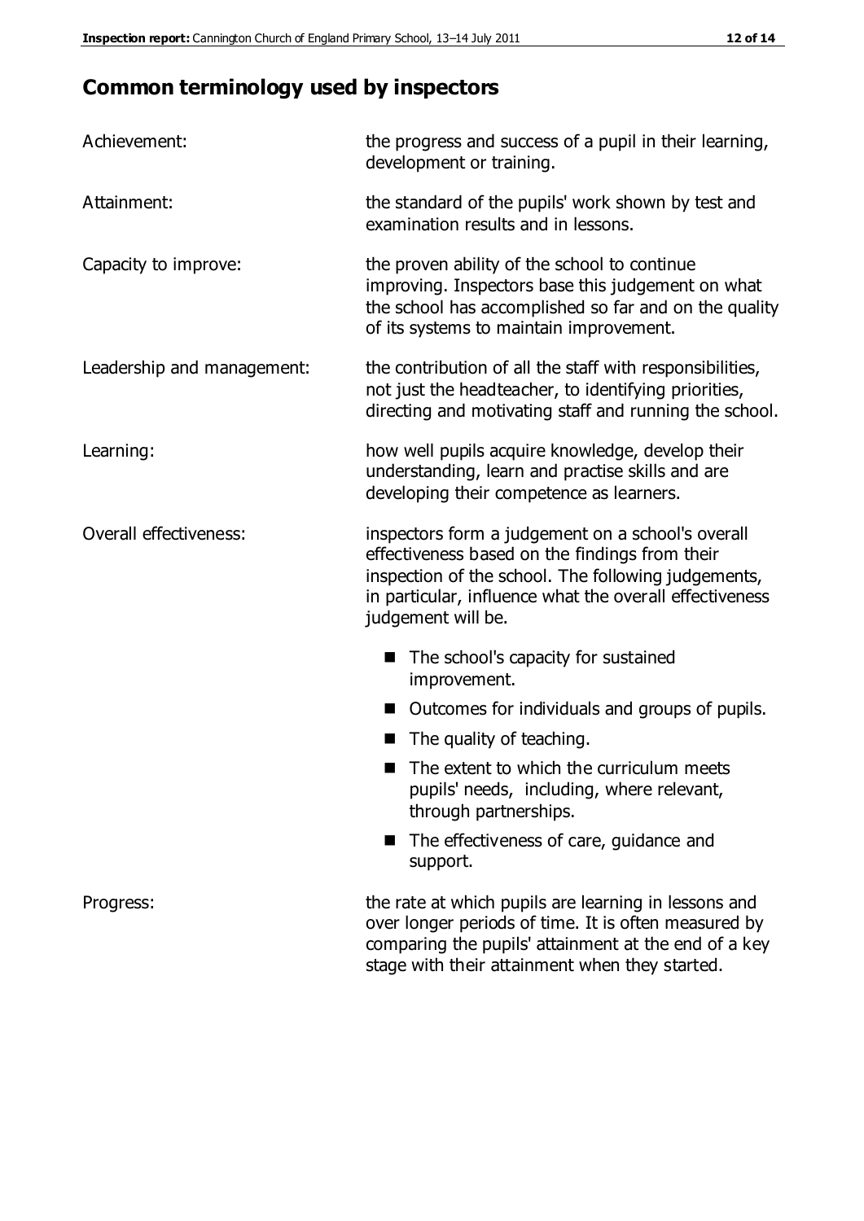## Common terminology used by inspectors

**Achievement:** the progress and success of a pupil in their learning, development or training.

**Attainment:** the standard of the pupils' work shown by test and examination results and in lessons.

**Capacity to improve:** the proven ability of the school to continue improving. Inspectors base this judgement on what the school has accomplished so far and on the quality of its systems to maintain improvement.

**Leadership and management:** the contribution of all the staff with responsibilities, not just the headteacher, to identifying priorities, directing and motivating staff and running the school.

**Learning:** how well pupils acquire knowledge, develop their understanding, learn and practise skills and are developing their competence as learners.

**Overall effectiveness:** inspectors form a judgement on a school's overall effectiveness based on the findings from their inspection of the school. The following judgements, in particular, influence what the overall effectiveness judgement will be.

- The school's capacity for sustained improvement.
- Outcomes for individuals and groups of pupils.
- The quality of teaching.
- The extent to which the curriculum meets pupils' needs, including, where relevant, through partnerships.
- The effectiveness of care, guidance and support.

**Progress:** the rate at which pupils are learning in lessons and over longer periods of time. It is often measured by comparing the pupils' attainment at the end of a key stage with their attainment when they started.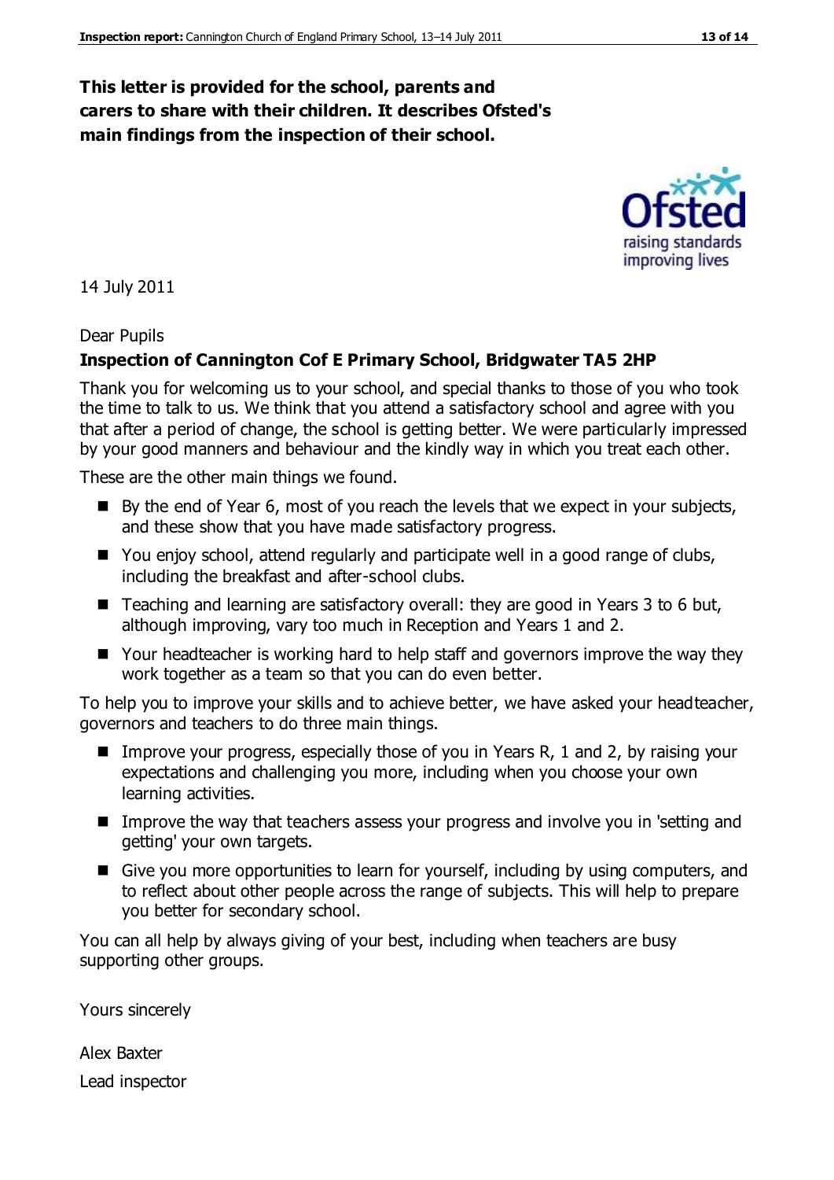**This letter is provided for the school, parents and carers to share with their children. It describes Ofsted's main findings from the inspection of their school.**

14 July 2011

Dear Pupils

**Inspection of Cannington Cof E Primary School, Bridgwater TA5 2HP**

Thank you for welcoming us to your school, and special thanks to those of you who took the time to talk to us. We think that you attend a satisfactory school and agree with you that after a period of change, the school is getting better. We were particularly impressed by your good manners and behaviour and the kindly way in which you treat each other.

These are the other main things we found.

- By the end of Year 6, most of you reach the levels that we expect in your subjects, and these show that you have made satisfactory progress.
- You enjoy school, attend regularly and participate well in a good range of clubs, including the breakfast and after-school clubs.
- Teaching and learning are satisfactory overall: they are good in Years 3 to 6 but, although improving, vary too much in Reception and Years 1 and 2.
- Your headteacher is working hard to help staff and governors improve the way they work together as a team so that you can do even better.

To help you to improve your skills and to achieve better, we have asked your headteacher, governors and teachers to do three main things.

- Improve your progress, especially those of you in Years R, 1 and 2, by raising your expectations and challenging you more, including when you choose your own learning activities.
- Improve the way that teachers assess your progress and involve you in 'setting and getting' your own targets.
- Give you more opportunities to learn for yourself, including by using computers, and to reflect about other people across the range of subjects. This will help to prepare you better for secondary school.

You can all help by always giving of your best, including when teachers are busy supporting other groups.

Yours sincerely

Alex Baxter

Lead inspector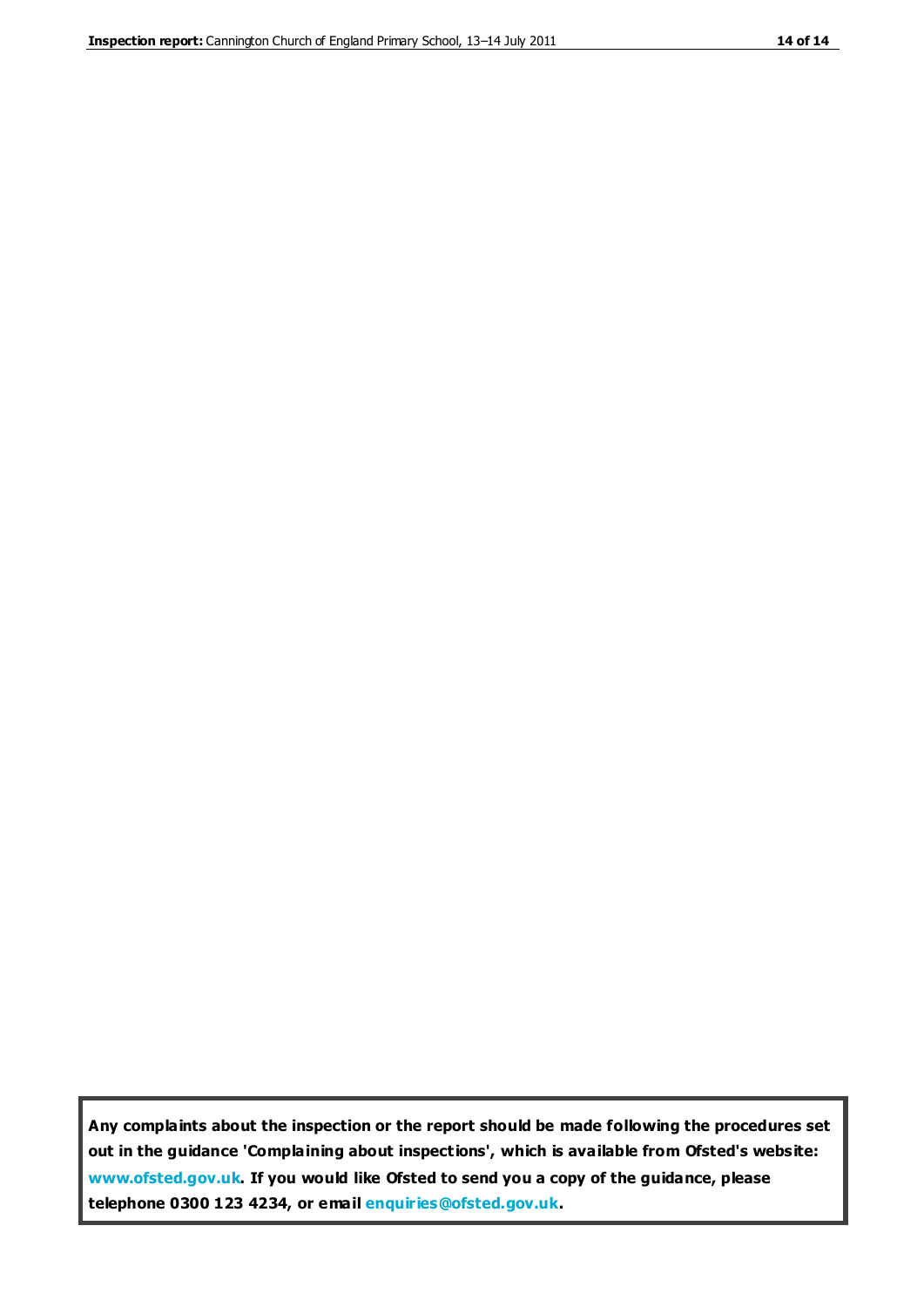**Any complaints about the inspection or the report should be made following the procedures set out in the guidance 'Complaining about inspections', which is available from Ofsted's website: www.ofsted.gov.uk. If you would like Ofsted to send you a copy of the guidance, please telephone 0300 123 4234, or email enquiries@ofsted.gov.uk.**